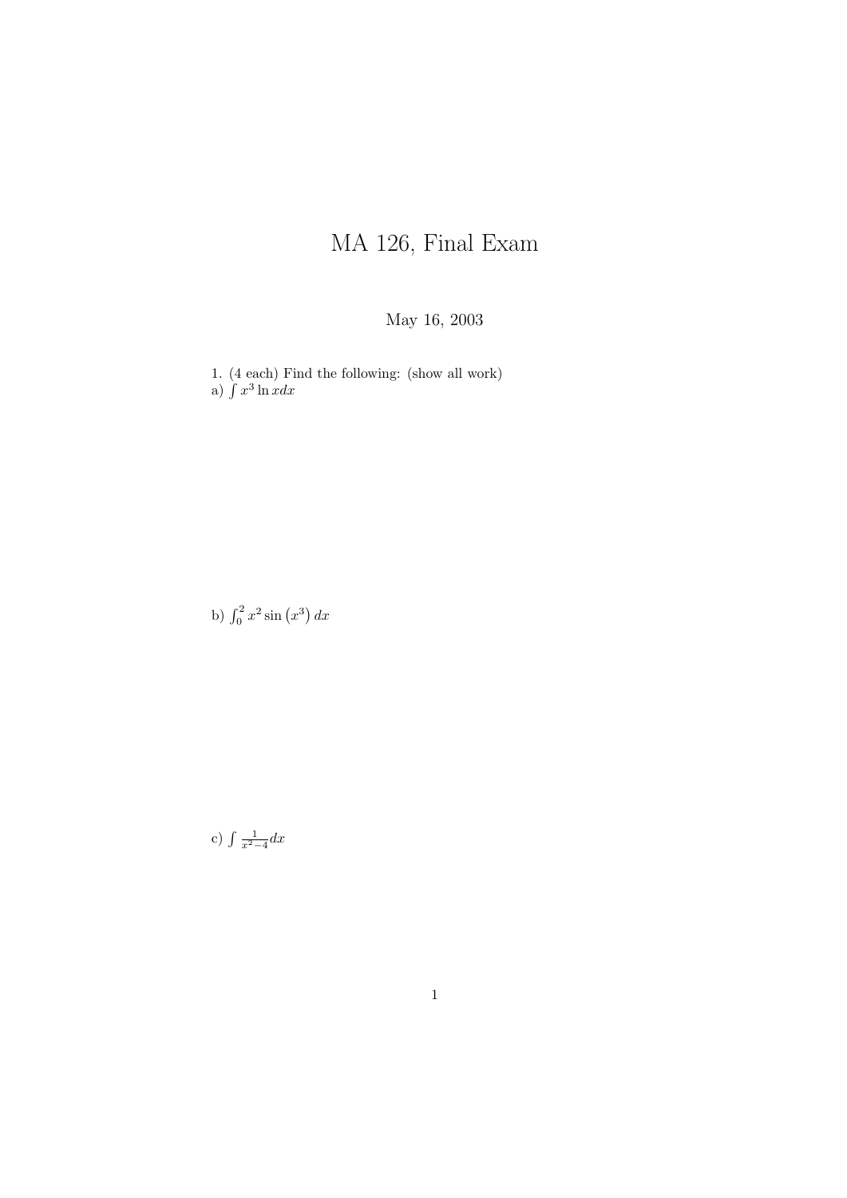# MA 126, Final Exam

May 16, 2003

1. (4 each) Find the following: (show all work)

a) $\int x^3 \ln x dx$

b) $\int_0^2 x^2 \sin\left(x^3\right) dx$

c) $\int \frac{1}{x^2-4} dx$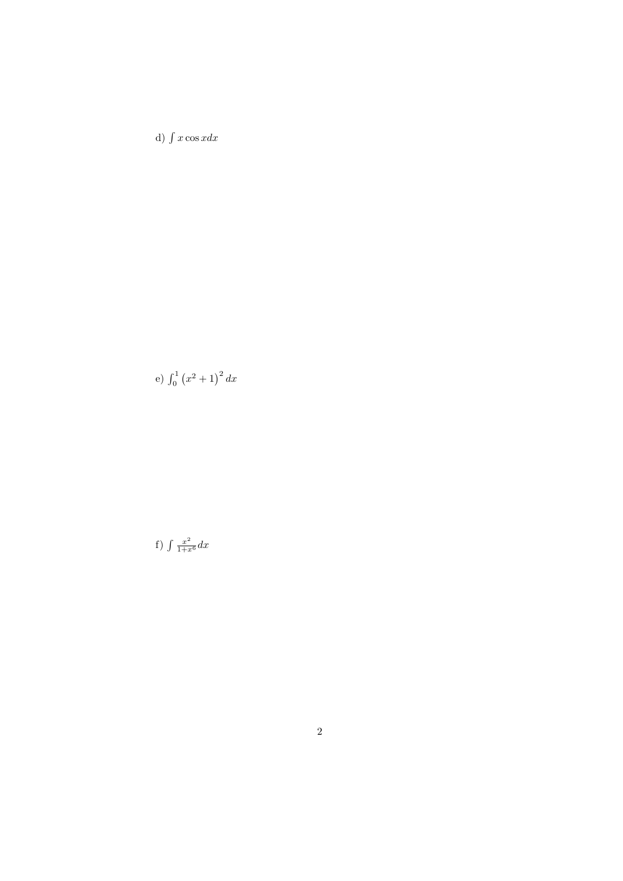d) $\int x \cos x dx$

e) $\int_0^1 \left(x^2+1\right)^2 dx$

f) $\int \frac{x^2}{1+x^6} dx$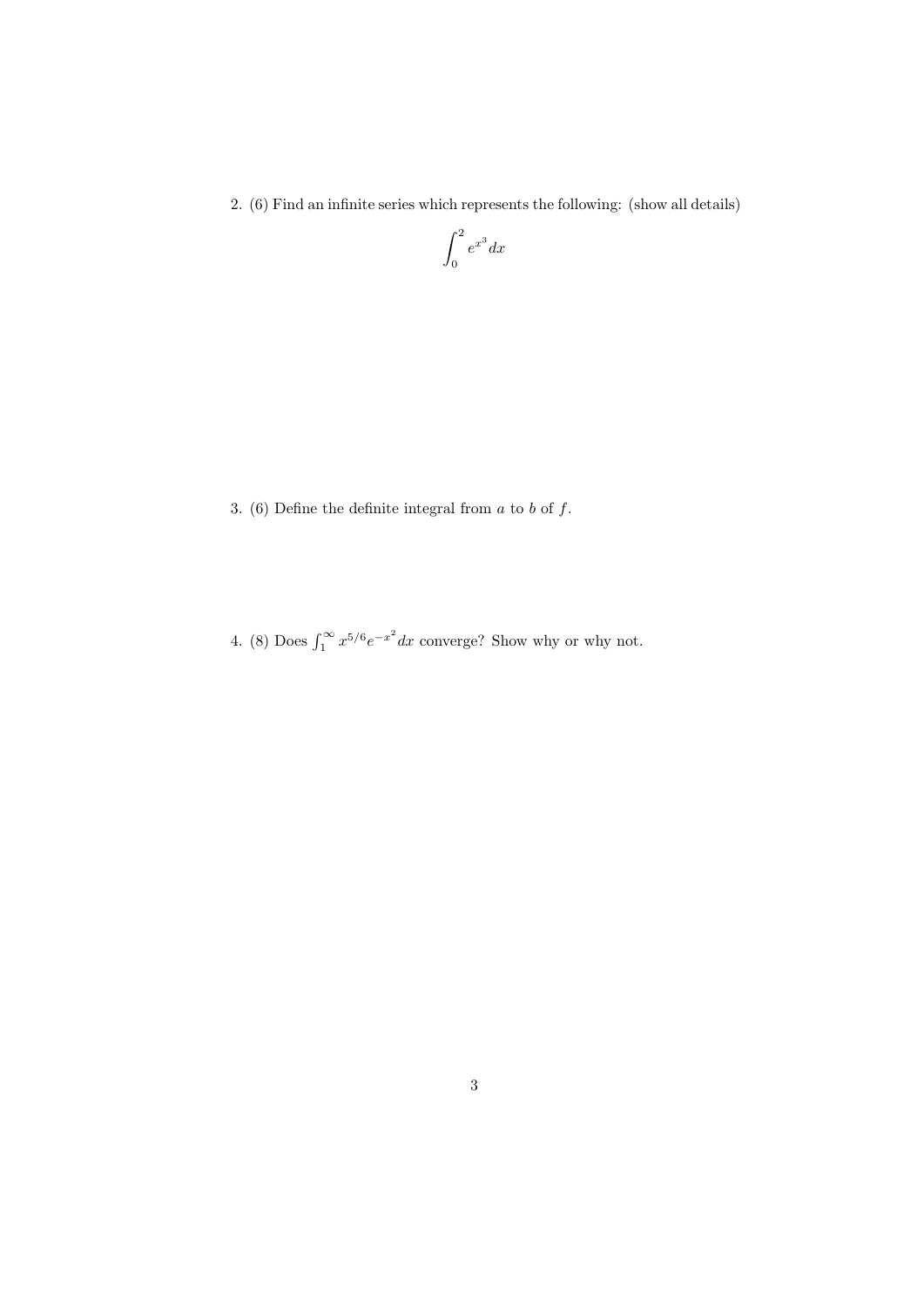2. (6) Find an infinite series which represents the following: (show all details)

$$\int_0^2 e^{x^3} dx$$

3. (6) Define the definite integral from $a$ to $b$ of $f$.

4. (8) Does $\int_1^\infty x^{5/6} e^{-x^2} dx$ converge? Show why or why not.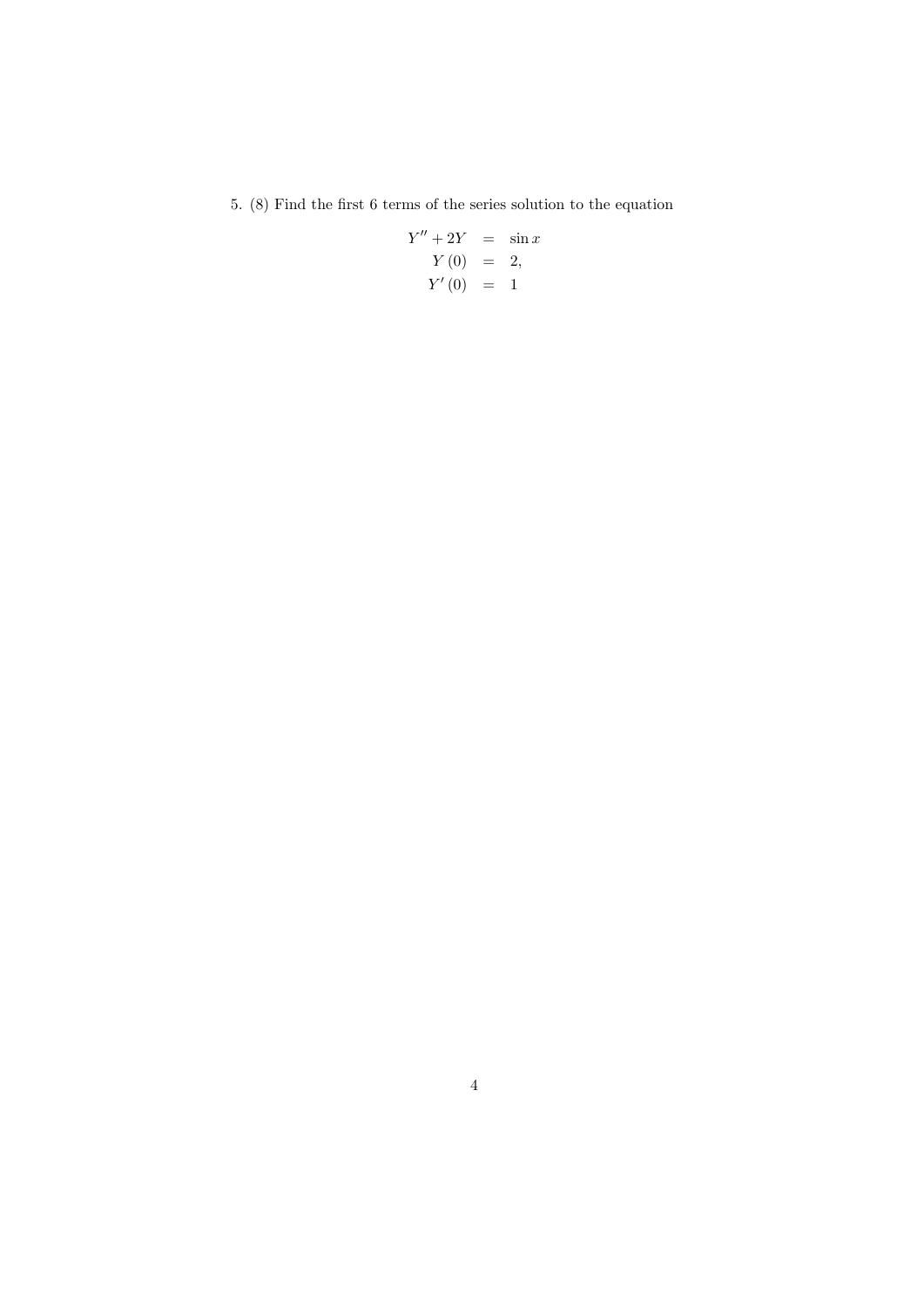5. (8) Find the first 6 terms of the series solution to the equation

$$
\begin{aligned}
Y'' + 2Y &= \sin x \\
Y(0) &= 2, \\
Y'(0) &= 1
\end{aligned}
$$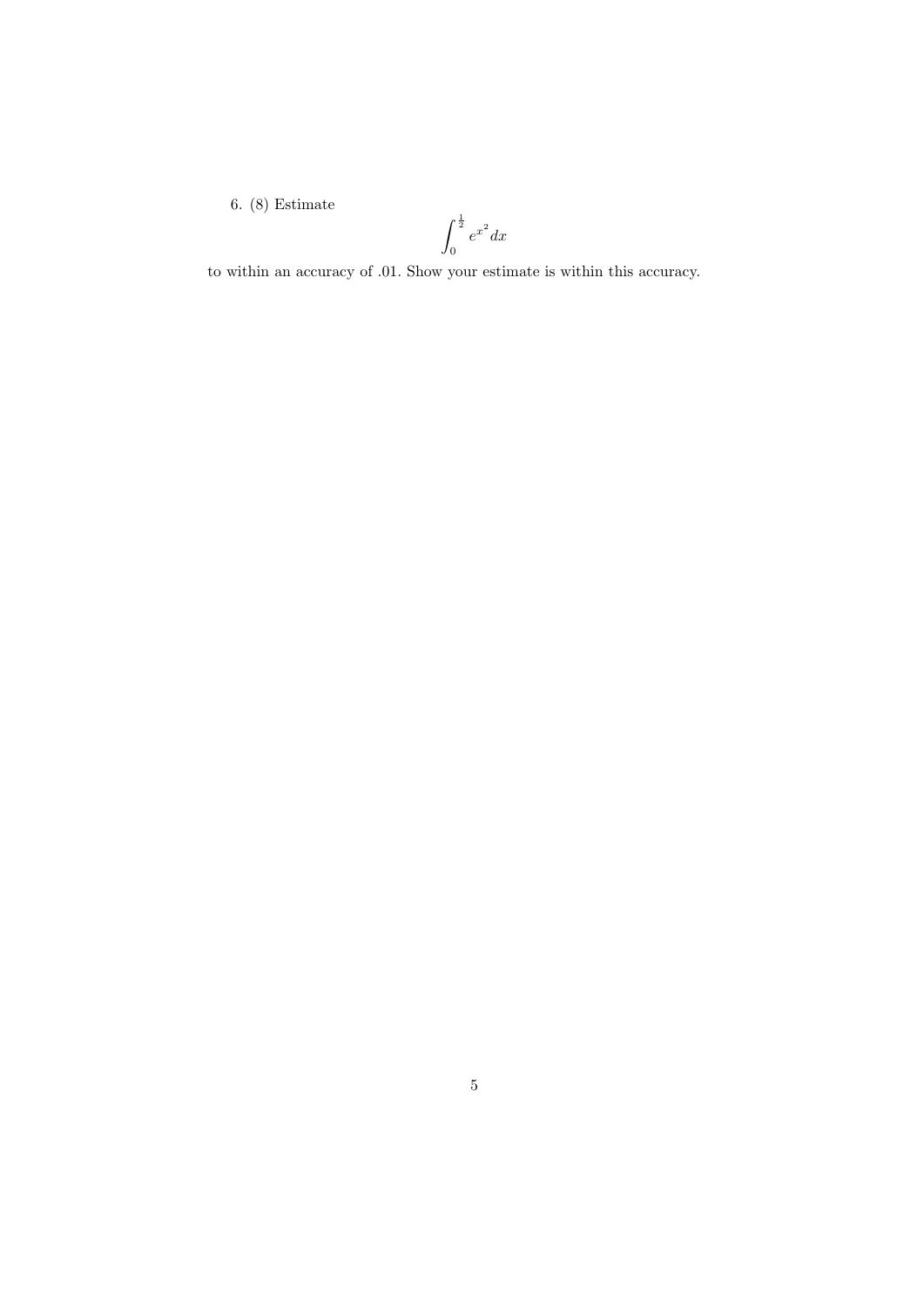6. (8) Estimate

$$\int_0^{\frac{1}{2}} e^{x^2} dx$$

to within an accuracy of .01. Show your estimate is within this accuracy.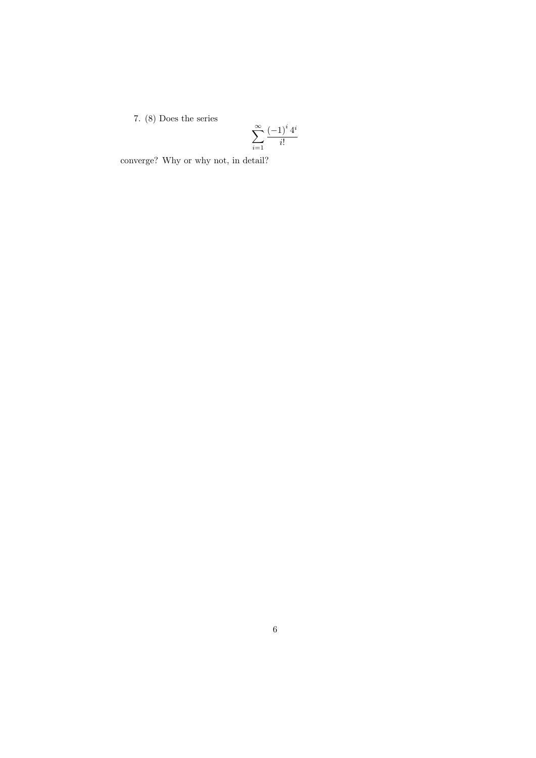7. (8) Does the series

$$\sum_{i=1}^{\infty} \frac{(-1)^i \, 4^i}{i!}$$

converge? Why or why not, in detail?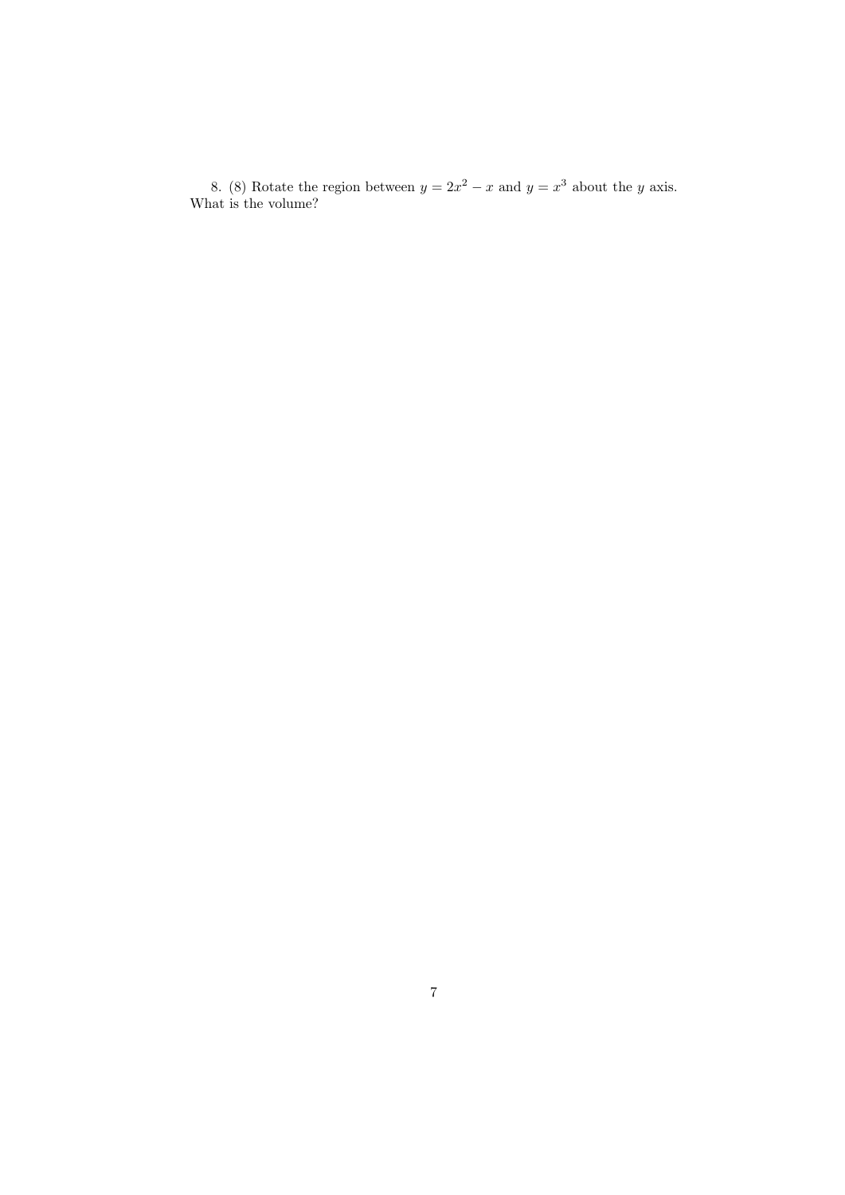8. (8) Rotate the region between $y = 2x^2 - x$ and $y = x^3$ about the $y$ axis. What is the volume?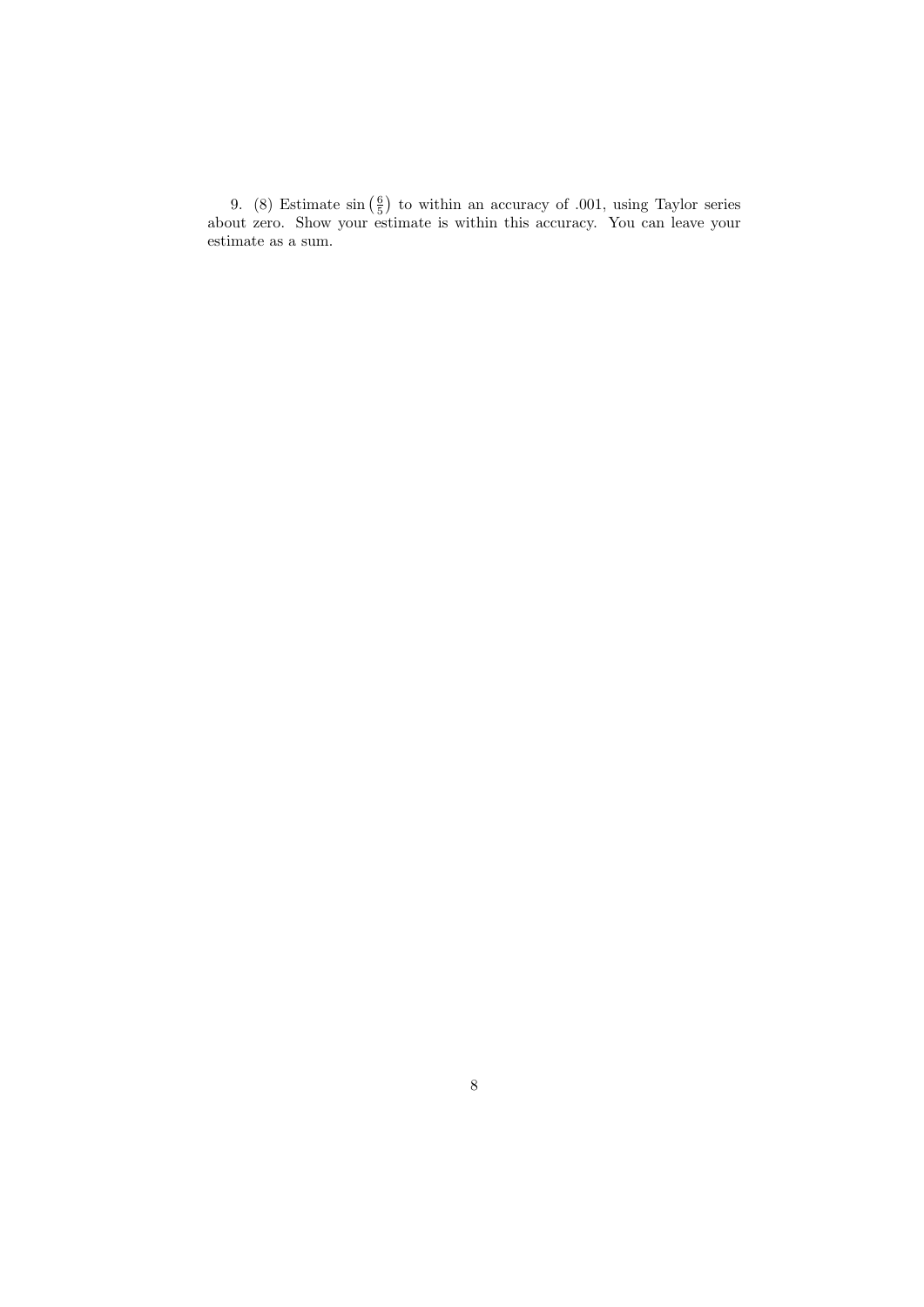9. (8) Estimate $\sin\left(\frac{6}{5}\right)$ to within an accuracy of .001, using Taylor series about zero. Show your estimate is within this accuracy. You can leave your estimate as a sum.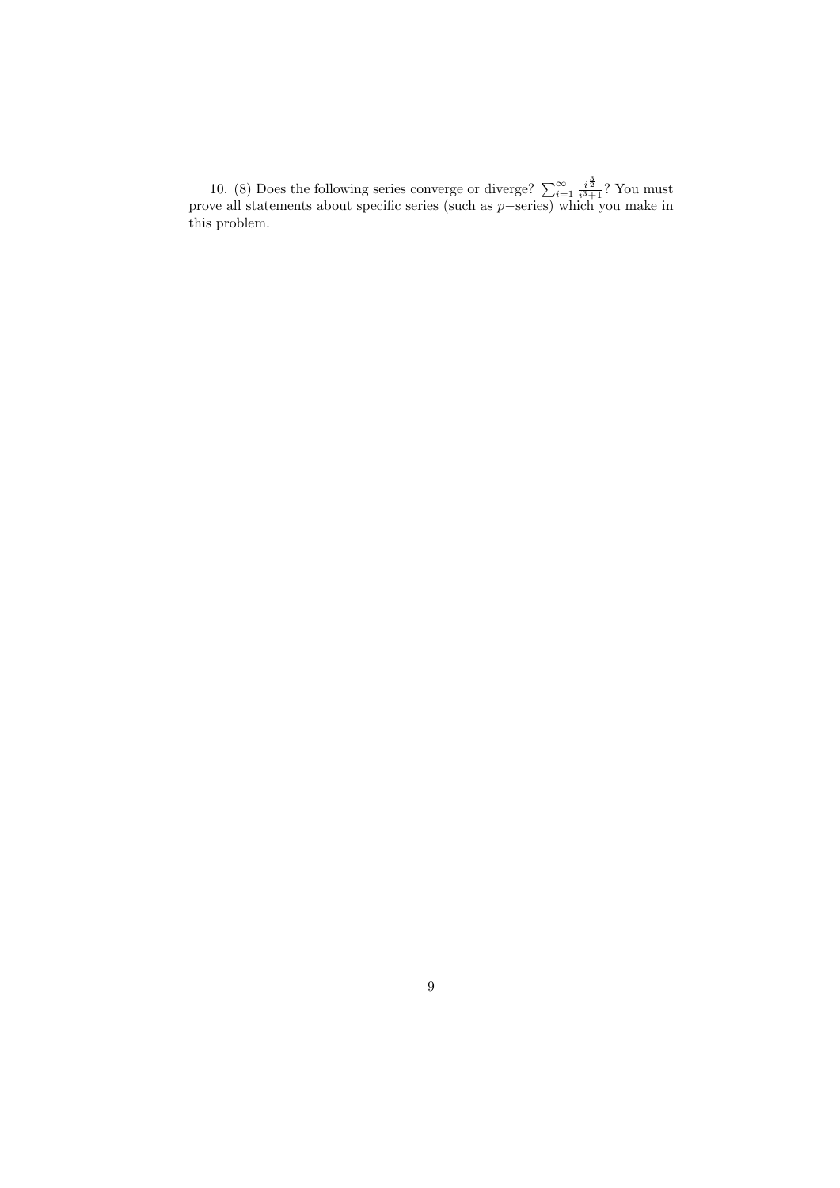10. (8) Does the following series converge or diverge? $\sum_{i=1}^{\infty} \frac{i^{\frac{3}{2}}}{i^3+1}$? You must prove all statements about specific series (such as $p-$series) which you make in this problem.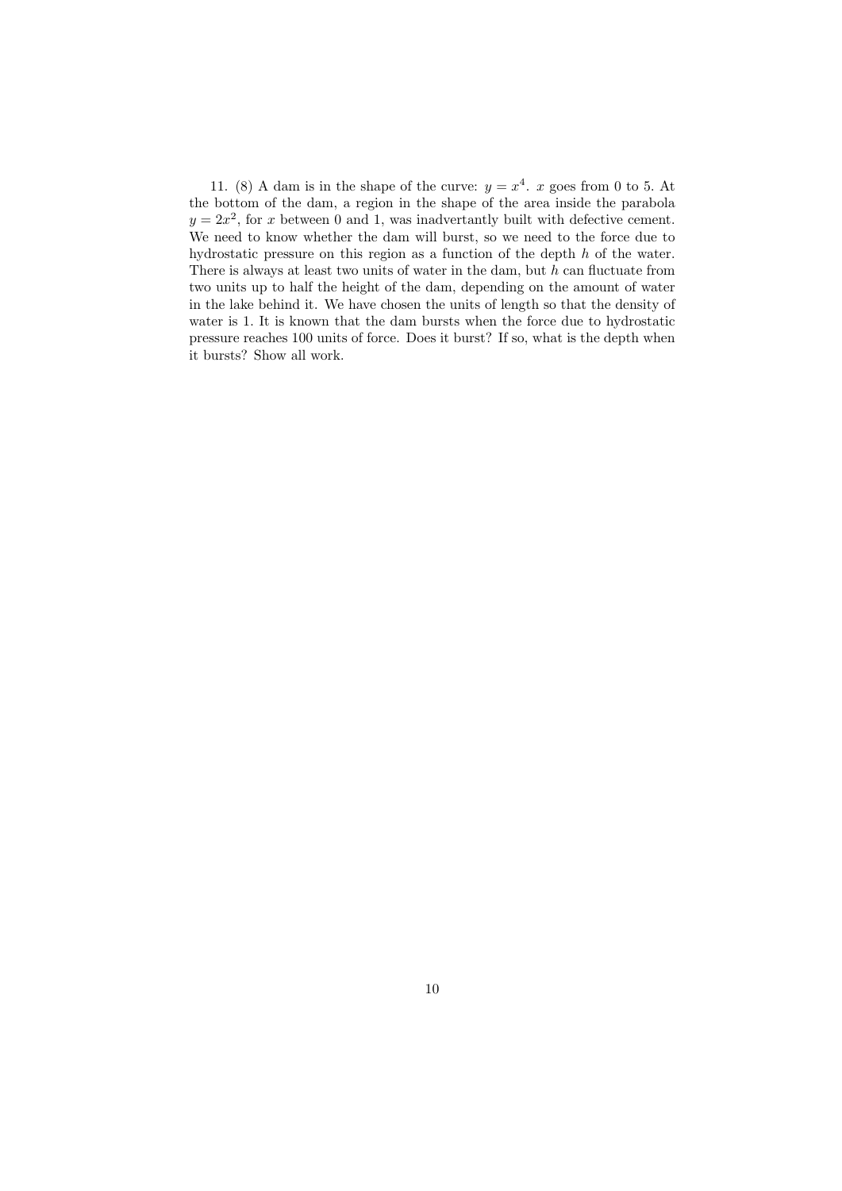11. (8) A dam is in the shape of the curve: $y = x^4$. $x$ goes from 0 to 5. At the bottom of the dam, a region in the shape of the area inside the parabola $y = 2x^2$, for $x$ between 0 and 1, was inadvertantly built with defective cement. We need to know whether the dam will burst, so we need to the force due to hydrostatic pressure on this region as a function of the depth $h$ of the water. There is always at least two units of water in the dam, but $h$ can fluctuate from two units up to half the height of the dam, depending on the amount of water in the lake behind it. We have chosen the units of length so that the density of water is 1. It is known that the dam bursts when the force due to hydrostatic pressure reaches 100 units of force. Does it burst? If so, what is the depth when it bursts? Show all work.